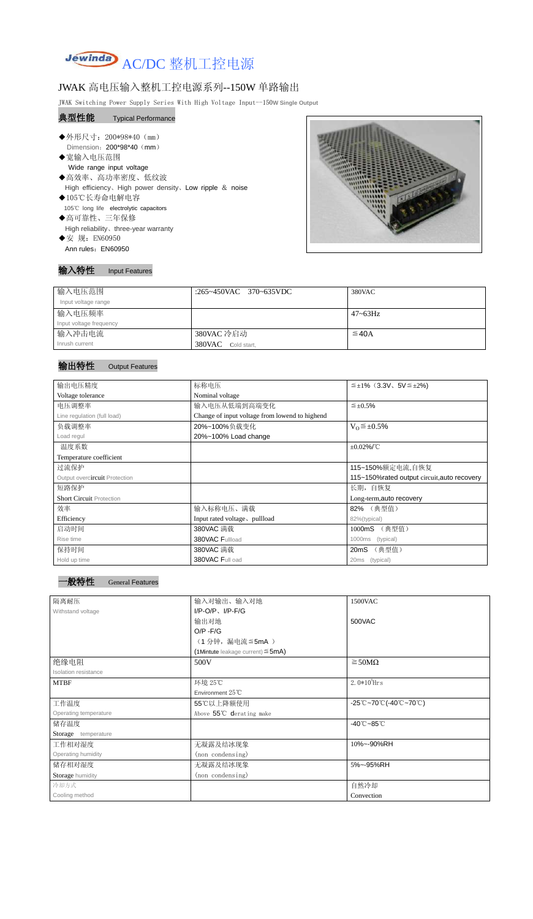# Jewinda AC/DC 整机工控电源

## JWAK 高电压输入整机工控电源系列--150W 单路输出

JWAK Switching Power Supply Series With High Voltage Input--150W Single Output

### 典型性能 Typical Performance

- ◆外形尺寸：200*98*40（mm）
  Dimension：200*98*40（mm）
- ◆宽输入电压范围
  Wide range input voltage
- ◆高效率、高功率密度、低纹波
  High efficiency、High power density、Low ripple & noise
- ◆105℃长寿命电解电容
  105℃ long life electrolytic capacitors
- ◆高可靠性、三年保修
  High reliability、three-year warranty
- ◆安 规：EN60950
  Ann rules：EN60950

### 输入特性 Input Features

| 输入电压范围<br>Input voltage range | :265~450VAC 370~635VDC | 380VAC |
|---|---|---|
| 输入电压频率<br>Input voltage frequency | | 47~63Hz |
| 输入冲击电流<br>Inrush current | 380VAC 冷启动<br>380VAC Cold start, | ≦40A |

### 输出特性 Output Features

| 输出电压精度<br>Voltage tolerance | 标称电压<br>Nominal voltage | ≦±1%（3.3V、5V≦±2%) |
|---|---|---|
| 电压调整率<br>Line regulation (full load) | 输入电压从低端到高端变化<br>Change of input voltage from lowend to highend | ≦±0.5% |
| 负载调整率<br>Load regul | 20%~100%负载变化<br>20%~100% Load change | $V_O$≦±0.5% |
| 温度系数<br>Temperature coefficient | | ±0.02%/℃ |
| 过流保护<br>Output overcircuit Protection | | 115~150%额定电流,自恢复<br>115~150%rated output circuit,auto recovery |
| 短路保护<br>Short Circuit Protection | | 长期，自恢复<br>Long-term,auto recovery |
| 效率<br>Efficiency | 输入标称电压、满载<br>Input rated voltage、pullload | 82% （典型值）<br>82%(typical) |
| 启动时间<br>Rise time | 380VAC 满载<br>380VAC Fullload | 1000mS （典型值）<br>1000ms (typical) |
| 保持时间<br>Hold up time | 380VAC 满载<br>380VAC Full oad | 20mS （典型值）<br>20ms (typical) |

### 一般特性 General Features

| 隔离耐压<br>Withstand voltage | 输入对输出、输入对地<br>I/P-O/P、I/P-F/G | 1500VAC |
|---|---|---|
| | 输出对地<br>O/P -F/G<br>（1 分钟，漏电流≦5mA ）<br>(1Mintute leakage current)≦5mA) | 500VAC |
| 绝缘电阻<br>Isolation resistance | 500V | ≧50MΩ |
| MTBF | 环境 25℃<br>Environment 25℃ | $2.0*10^5$Hrs |
| 工作温度<br>Operating temperature | 55℃以上降额使用<br>Above 55℃ derating make | -25℃~70℃(-40℃~70℃) |
| 储存温度<br>Storage temperature | | -40℃~85℃ |
| 工作相对湿度<br>Operating humidity | 无凝露及结冰现象<br>(non condensing) | 10%~-90%RH |
| 储存相对湿度<br>Storage humidity | 无凝露及结冰现象<br>(non condensing) | 5%~-95%RH |
| 冷却方式<br>Cooling method | | 自然冷却<br>Convection |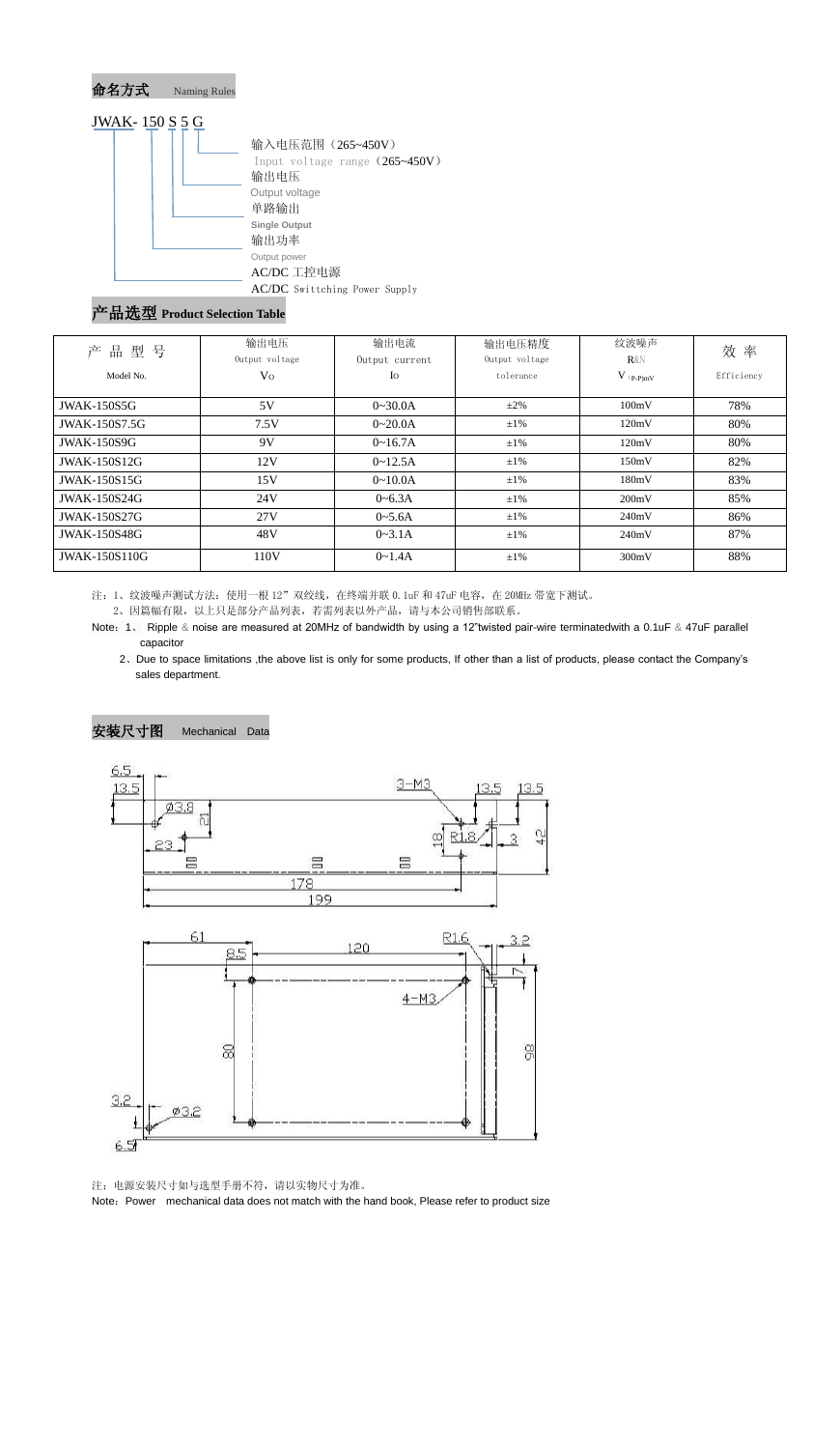## 命名方式 Naming Rules

JWAK- 150 S 5 G

- 输入电压范围（265~450V） Input voltage range（265~450V）
- 输出电压 Output voltage
- 单路输出 **Single Output**
- 输出功率 Output power
- AC/DC 工控电源 AC/DC Swittching Power Supply

## 产品选型 Product Selection Table

| 产 品 型 号 Model No. | 输出电压 Output voltage Vo | 输出电流 Output current Io | 输出电压精度 Output voltage tolerance | 纹波噪声 R&N V (P-P)mV | 效 率 Efficiency |
|---|---|---|---|---|---|
| JWAK-150S5G | 5V | 0~30.0A | ±2% | 100mV | 78% |
| JWAK-150S7.5G | 7.5V | 0~20.0A | ±1% | 120mV | 80% |
| JWAK-150S9G | 9V | 0~16.7A | ±1% | 120mV | 80% |
| JWAK-150S12G | 12V | 0~12.5A | ±1% | 150mV | 82% |
| JWAK-150S15G | 15V | 0~10.0A | ±1% | 180mV | 83% |
| JWAK-150S24G | 24V | 0~6.3A | ±1% | 200mV | 85% |
| JWAK-150S27G | 27V | 0~5.6A | ±1% | 240mV | 86% |
| JWAK-150S48G | 48V | 0~3.1A | ±1% | 240mV | 87% |
| JWAK-150S110G | 110V | 0~1.4A | ±1% | 300mV | 88% |

注：1、纹波噪声测试方法：使用一根 12”双绞线，在终端并联 0.1uF 和 47uF 电容，在 20MHz 带宽下测试。
   2、因篇幅有限，以上只是部分产品列表，若需列表以外产品，请与本公司销售部联系。

Note：1、 Ripple & noise are measured at 20MHz of bandwidth by using a 12"twisted pair-wire terminatedwith a 0.1uF & 47uF parallel capacitor

2、Due to space limitations ,the above list is only for some products, If other than a list of products, please contact the Company's sales department.

## 安装尺寸图 Mechanical Data

6.5
13.5
Ø3.8
21
23
178
199
3-M3
18
R1.8
13.5
13.5
3
42

61
8.5
120
R1.6
3.2
7
4-M3
80
98
3.2
Ø3.2
6.5

注：电源安装尺寸如与选型手册不符，请以实物尺寸为准。
Note：Power mechanical data does not match with the hand book, Please refer to product size